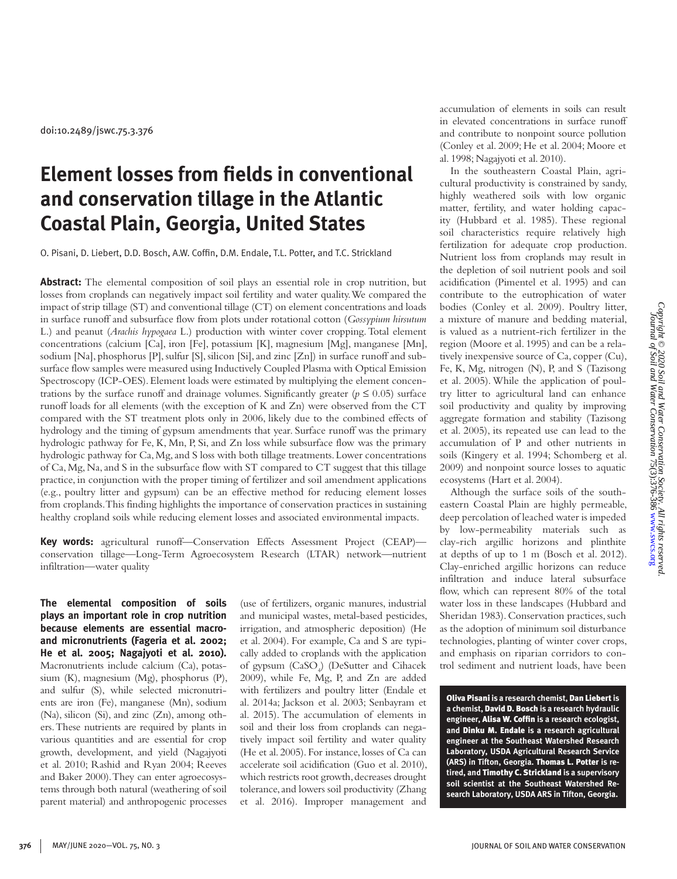doi:10.2489/jswc.75.3.376

# Element losses from fields in conventional and conservation tillage in the Atlantic Coastal Plain, Georgia, United States

O. Pisani, D. Liebert, D.D. Bosch, A.W. Coffin, D.M. Endale, T.L. Potter, and T.C. Strickland

**Abstract:** The elemental composition of soil plays an essential role in crop nutrition, but losses from croplands can negatively impact soil fertility and water quality. We compared the impact of strip tillage (ST) and conventional tillage (CT) on element concentrations and loads in surface runoff and subsurface flow from plots under rotational cotton (*Gossypium hirsutum* L.) and peanut (*Arachis hypogaea* L.) production with winter cover cropping. Total element concentrations (calcium [Ca], iron [Fe], potassium [K], magnesium [Mg], manganese [Mn], sodium [Na], phosphorus [P], sulfur [S], silicon [Si], and zinc [Zn]) in surface runoff and subsurface flow samples were measured using Inductively Coupled Plasma with Optical Emission Spectroscopy (ICP-OES). Element loads were estimated by multiplying the element concentrations by the surface runoff and drainage volumes. Significantly greater ($p \leq 0.05$) surface runoff loads for all elements (with the exception of K and Zn) were observed from the CT compared with the ST treatment plots only in 2006, likely due to the combined effects of hydrology and the timing of gypsum amendments that year. Surface runoff was the primary hydrologic pathway for Fe, K, Mn, P, Si, and Zn loss while subsurface flow was the primary hydrologic pathway for Ca, Mg, and S loss with both tillage treatments. Lower concentrations of Ca, Mg, Na, and S in the subsurface flow with ST compared to CT suggest that this tillage practice, in conjunction with the proper timing of fertilizer and soil amendment applications (e.g., poultry litter and gypsum) can be an effective method for reducing element losses from croplands. This finding highlights the importance of conservation practices in sustaining healthy cropland soils while reducing element losses and associated environmental impacts.

**Key words:** agricultural runoff—Conservation Effects Assessment Project (CEAP)—conservation tillage—Long-Term Agroecosystem Research (LTAR) network—nutrient infiltration—water quality

**The elemental composition of soils plays an important role in crop nutrition because elements are essential macro- and micronutrients (Fageria et al. 2002; He et al. 2005; Nagajyoti et al. 2010).** Macronutrients include calcium (Ca), potassium (K), magnesium (Mg), phosphorus (P), and sulfur (S), while selected micronutrients are iron (Fe), manganese (Mn), sodium (Na), silicon (Si), and zinc (Zn), among others. These nutrients are required by plants in various quantities and are essential for crop growth, development, and yield (Nagajyoti et al. 2010; Rashid and Ryan 2004; Reeves and Baker 2000). They can enter agroecosystems through both natural (weathering of soil parent material) and anthropogenic processes (use of fertilizers, organic manures, industrial and municipal wastes, metal-based pesticides, irrigation, and atmospheric deposition) (He et al. 2004). For example, Ca and S are typically added to croplands with the application of gypsum ($CaSO_4$) (DeSutter and Cihacek 2009), while Fe, Mg, P, and Zn are added with fertilizers and poultry litter (Endale et al. 2014a; Jackson et al. 2003; Senbayram et al. 2015). The accumulation of elements in soil and their loss from croplands can negatively impact soil fertility and water quality (He et al. 2005). For instance, losses of Ca can accelerate soil acidification (Guo et al. 2010), which restricts root growth, decreases drought tolerance, and lowers soil productivity (Zhang et al. 2016). Improper management and accumulation of elements in soils can result in elevated concentrations in surface runoff and contribute to nonpoint source pollution (Conley et al. 2009; He et al. 2004; Moore et al. 1998; Nagajyoti et al. 2010).

In the southeastern Coastal Plain, agricultural productivity is constrained by sandy, highly weathered soils with low organic matter, fertility, and water holding capacity (Hubbard et al. 1985). These regional soil characteristics require relatively high fertilization for adequate crop production. Nutrient loss from croplands may result in the depletion of soil nutrient pools and soil acidification (Pimentel et al. 1995) and can contribute to the eutrophication of water bodies (Conley et al. 2009). Poultry litter, a mixture of manure and bedding material, is valued as a nutrient-rich fertilizer in the region (Moore et al. 1995) and can be a relatively inexpensive source of Ca, copper (Cu), Fe, K, Mg, nitrogen (N), P, and S (Tazisong et al. 2005). While the application of poultry litter to agricultural land can enhance soil productivity and quality by improving aggregate formation and stability (Tazisong et al. 2005), its repeated use can lead to the accumulation of P and other nutrients in soils (Kingery et al. 1994; Schomberg et al. 2009) and nonpoint source losses to aquatic ecosystems (Hart et al. 2004).

Although the surface soils of the southeastern Coastal Plain are highly permeable, deep percolation of leached water is impeded by low-permeability materials such as clay-rich argillic horizons and plinthite at depths of up to 1 m (Bosch et al. 2012). Clay-enriched argillic horizons can reduce infiltration and induce lateral subsurface flow, which can represent 80% of the total water loss in these landscapes (Hubbard and Sheridan 1983). Conservation practices, such as the adoption of minimum soil disturbance technologies, planting of winter cover crops, and emphasis on riparian corridors to control sediment and nutrient loads, have been

**Oliva Pisani** is a research chemist, **Dan Liebert** is a chemist, **David D. Bosch** is a research hydraulic engineer, **Alisa W. Coffin** is a research ecologist, and **Dinku M. Endale** is a research agricultural engineer at the Southeast Watershed Research Laboratory, USDA Agricultural Research Service (ARS) in Tifton, Georgia. **Thomas L. Potter** is retired, and **Timothy C. Strickland** is a supervisory soil scientist at the Southeast Watershed Research Laboratory, USDA ARS in Tifton, Georgia.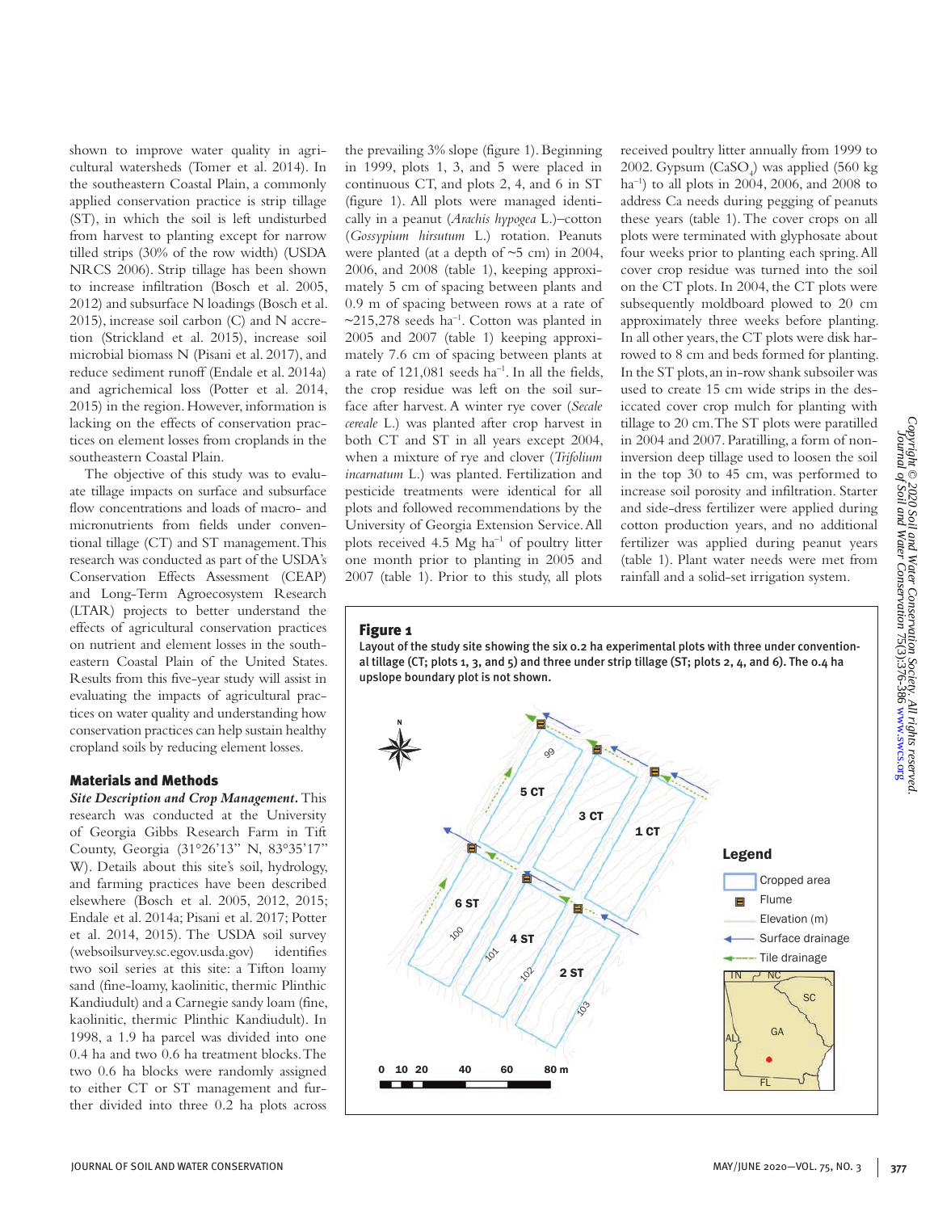shown to improve water quality in agricultural watersheds (Tomer et al. 2014). In the southeastern Coastal Plain, a commonly applied conservation practice is strip tillage (ST), in which the soil is left undisturbed from harvest to planting except for narrow tilled strips (30% of the row width) (USDA NRCS 2006). Strip tillage has been shown to increase infiltration (Bosch et al. 2005, 2012) and subsurface N loadings (Bosch et al. 2015), increase soil carbon (C) and N accretion (Strickland et al. 2015), increase soil microbial biomass N (Pisani et al. 2017), and reduce sediment runoff (Endale et al. 2014a) and agrichemical loss (Potter et al. 2014, 2015) in the region. However, information is lacking on the effects of conservation practices on element losses from croplands in the southeastern Coastal Plain.

The objective of this study was to evaluate tillage impacts on surface and subsurface flow concentrations and loads of macro- and micronutrients from fields under conventional tillage (CT) and ST management. This research was conducted as part of the USDA's Conservation Effects Assessment (CEAP) and Long-Term Agroecosystem Research (LTAR) projects to better understand the effects of agricultural conservation practices on nutrient and element losses in the southeastern Coastal Plain of the United States. Results from this five-year study will assist in evaluating the impacts of agricultural practices on water quality and understanding how conservation practices can help sustain healthy cropland soils by reducing element losses.

## Materials and Methods

***Site Description and Crop Management.*** This research was conducted at the University of Georgia Gibbs Research Farm in Tift County, Georgia (31°26'13" N, 83°35'17" W). Details about this site's soil, hydrology, and farming practices have been described elsewhere (Bosch et al. 2005, 2012, 2015; Endale et al. 2014a; Pisani et al. 2017; Potter et al. 2014, 2015). The USDA soil survey (websoilsurvey.sc.egov.usda.gov) identifies two soil series at this site: a Tifton loamy sand (fine-loamy, kaolinitic, thermic Plinthic Kandiudult) and a Carnegie sandy loam (fine, kaolinitic, thermic Plinthic Kandiudult). In 1998, a 1.9 ha parcel was divided into one 0.4 ha and two 0.6 ha treatment blocks. The two 0.6 ha blocks were randomly assigned to either CT or ST management and further divided into three 0.2 ha plots across the prevailing 3% slope (figure 1). Beginning in 1999, plots 1, 3, and 5 were placed in continuous CT, and plots 2, 4, and 6 in ST (figure 1). All plots were managed identically in a peanut (*Arachis hypogea* L.)–cotton (*Gossypium hirsutum* L.) rotation. Peanuts were planted (at a depth of ~5 cm) in 2004, 2006, and 2008 (table 1), keeping approximately 5 cm of spacing between plants and 0.9 m of spacing between rows at a rate of ~215,278 seeds ha$^{-1}$. Cotton was planted in 2005 and 2007 (table 1) keeping approximately 7.6 cm of spacing between plants at a rate of 121,081 seeds ha$^{-1}$. In all the fields, the crop residue was left on the soil surface after harvest. A winter rye cover (*Secale cereale* L.) was planted after crop harvest in both CT and ST in all years except 2004, when a mixture of rye and clover (*Trifolium incarnatum* L.) was planted. Fertilization and pesticide treatments were identical for all plots and followed recommendations by the University of Georgia Extension Service. All plots received 4.5 Mg ha$^{-1}$ of poultry litter one month prior to planting in 2005 and 2007 (table 1). Prior to this study, all plots received poultry litter annually from 1999 to 2002. Gypsum ($CaSO_4$) was applied (560 kg ha$^{-1}$) to all plots in 2004, 2006, and 2008 to address Ca needs during pegging of peanuts these years (table 1). The cover crops on all plots were terminated with glyphosate about four weeks prior to planting each spring. All cover crop residue was turned into the soil on the CT plots. In 2004, the CT plots were subsequently moldboard plowed to 20 cm approximately three weeks before planting. In all other years, the CT plots were disk harrowed to 8 cm and beds formed for planting. In the ST plots, an in-row shank subsoiler was used to create 15 cm wide strips in the desiccated cover crop mulch for planting with tillage to 20 cm. The ST plots were paratilled in 2004 and 2007. Paratilling, a form of noninversion deep tillage used to loosen the soil in the top 30 to 45 cm, was performed to increase soil porosity and infiltration. Starter and side-dress fertilizer were applied during cotton production years, and no additional fertilizer was applied during peanut years (table 1). Plant water needs were met from rainfall and a solid-set irrigation system.

**Figure 1**

Layout of the study site showing the six 0.2 ha experimental plots with three under conventional tillage (CT; plots 1, 3, and 5) and three under strip tillage (ST; plots 2, 4, and 6). The 0.4 ha upslope boundary plot is not shown.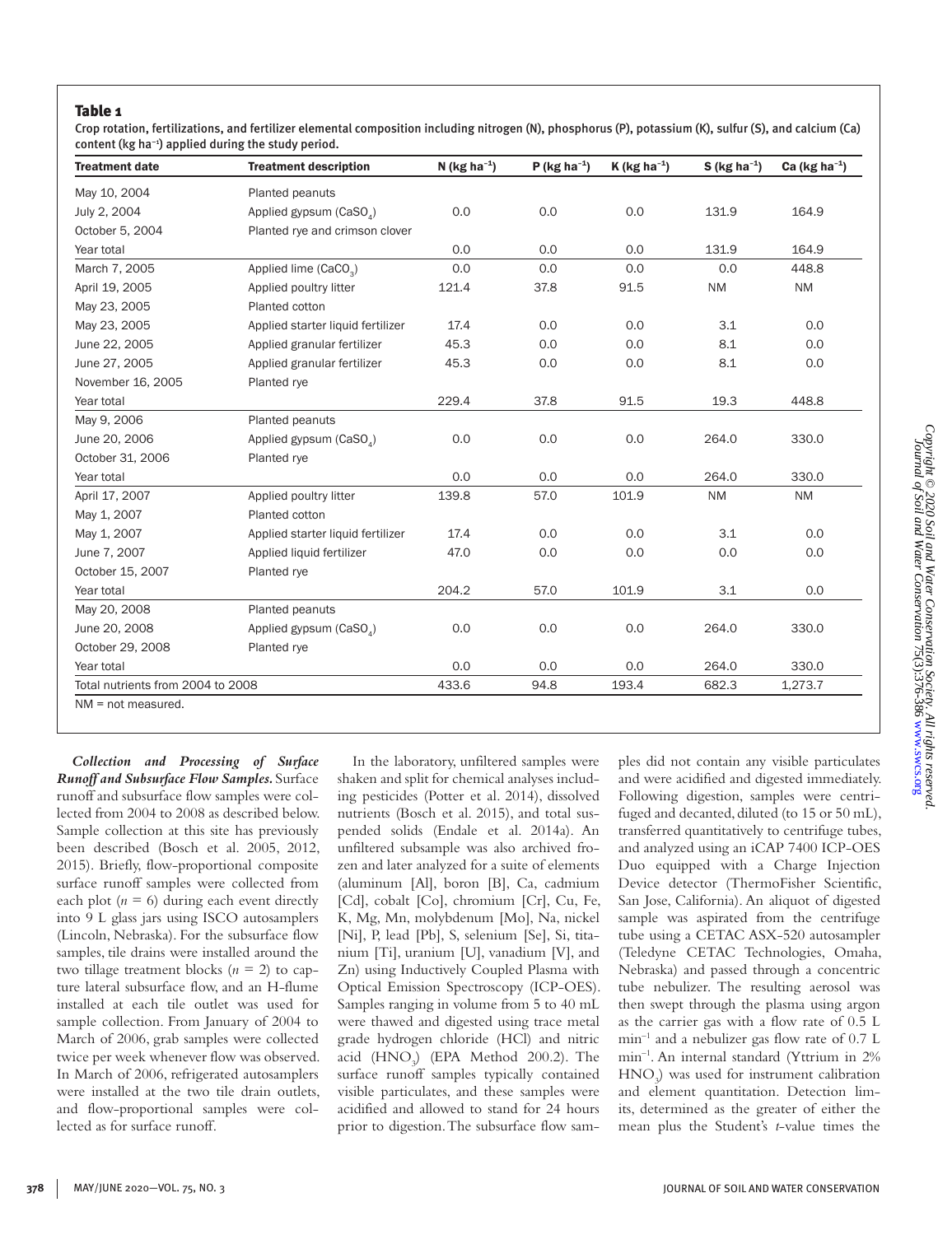**Table 1**

Crop rotation, fertilizations, and fertilizer elemental composition including nitrogen (N), phosphorus (P), potassium (K), sulfur (S), and calcium (Ca) content (kg ha$^{-1}$) applied during the study period.

| Treatment date | Treatment description | N (kg ha$^{-1}$) | P (kg ha$^{-1}$) | K (kg ha$^{-1}$) | S (kg ha$^{-1}$) | Ca (kg ha$^{-1}$) |
|---|---|---|---|---|---|---|
| May 10, 2004 | Planted peanuts | | | | | |
| July 2, 2004 | Applied gypsum ($CaSO_4$) | 0.0 | 0.0 | 0.0 | 131.9 | 164.9 |
| October 5, 2004 | Planted rye and crimson clover | | | | | |
| Year total | | 0.0 | 0.0 | 0.0 | 131.9 | 164.9 |
| March 7, 2005 | Applied lime ($CaCO_3$) | 0.0 | 0.0 | 0.0 | 0.0 | 448.8 |
| April 19, 2005 | Applied poultry litter | 121.4 | 37.8 | 91.5 | NM | NM |
| May 23, 2005 | Planted cotton | | | | | |
| May 23, 2005 | Applied starter liquid fertilizer | 17.4 | 0.0 | 0.0 | 3.1 | 0.0 |
| June 22, 2005 | Applied granular fertilizer | 45.3 | 0.0 | 0.0 | 8.1 | 0.0 |
| June 27, 2005 | Applied granular fertilizer | 45.3 | 0.0 | 0.0 | 8.1 | 0.0 |
| November 16, 2005 | Planted rye | | | | | |
| Year total | | 229.4 | 37.8 | 91.5 | 19.3 | 448.8 |
| May 9, 2006 | Planted peanuts | | | | | |
| June 20, 2006 | Applied gypsum ($CaSO_4$) | 0.0 | 0.0 | 0.0 | 264.0 | 330.0 |
| October 31, 2006 | Planted rye | | | | | |
| Year total | | 0.0 | 0.0 | 0.0 | 264.0 | 330.0 |
| April 17, 2007 | Applied poultry litter | 139.8 | 57.0 | 101.9 | NM | NM |
| May 1, 2007 | Planted cotton | | | | | |
| May 1, 2007 | Applied starter liquid fertilizer | 17.4 | 0.0 | 0.0 | 3.1 | 0.0 |
| June 7, 2007 | Applied liquid fertilizer | 47.0 | 0.0 | 0.0 | 0.0 | 0.0 |
| October 15, 2007 | Planted rye | | | | | |
| Year total | | 204.2 | 57.0 | 101.9 | 3.1 | 0.0 |
| May 20, 2008 | Planted peanuts | | | | | |
| June 20, 2008 | Applied gypsum ($CaSO_4$) | 0.0 | 0.0 | 0.0 | 264.0 | 330.0 |
| October 29, 2008 | Planted rye | | | | | |
| Year total | | 0.0 | 0.0 | 0.0 | 264.0 | 330.0 |
| Total nutrients from 2004 to 2008 | | 433.6 | 94.8 | 193.4 | 682.3 | 1,273.7 |

NM = not measured.

***Collection and Processing of Surface Runoff and Subsurface Flow Samples.*** Surface runoff and subsurface flow samples were collected from 2004 to 2008 as described below. Sample collection at this site has previously been described (Bosch et al. 2005, 2012, 2015). Briefly, flow-proportional composite surface runoff samples were collected from each plot ($n = 6$) during each event directly into 9 L glass jars using ISCO autosamplers (Lincoln, Nebraska). For the subsurface flow samples, tile drains were installed around the two tillage treatment blocks ($n = 2$) to capture lateral subsurface flow, and an H-flume installed at each tile outlet was used for sample collection. From January of 2004 to March of 2006, grab samples were collected twice per week whenever flow was observed. In March of 2006, refrigerated autosamplers were installed at the two tile drain outlets, and flow-proportional samples were collected as for surface runoff.

In the laboratory, unfiltered samples were shaken and split for chemical analyses including pesticides (Potter et al. 2014), dissolved nutrients (Bosch et al. 2015), and total suspended solids (Endale et al. 2014a). An unfiltered subsample was also archived frozen and later analyzed for a suite of elements (aluminum [Al], boron [B], Ca, cadmium [Cd], cobalt [Co], chromium [Cr], Cu, Fe, K, Mg, Mn, molybdenum [Mo], Na, nickel [Ni], P, lead [Pb], S, selenium [Se], Si, titanium [Ti], uranium [U], vanadium [V], and Zn) using Inductively Coupled Plasma with Optical Emission Spectroscopy (ICP-OES). Samples ranging in volume from 5 to 40 mL were thawed and digested using trace metal grade hydrogen chloride (HCl) and nitric acid ($HNO_3$) (EPA Method 200.2). The surface runoff samples typically contained visible particulates, and these samples were acidified and allowed to stand for 24 hours prior to digestion. The subsurface flow samples did not contain any visible particulates and were acidified and digested immediately. Following digestion, samples were centrifuged and decanted, diluted (to 15 or 50 mL), transferred quantitatively to centrifuge tubes, and analyzed using an iCAP 7400 ICP-OES Duo equipped with a Charge Injection Device detector (ThermoFisher Scientific, San Jose, California). An aliquot of digested sample was aspirated from the centrifuge tube using a CETAC ASX-520 autosampler (Teledyne CETAC Technologies, Omaha, Nebraska) and passed through a concentric tube nebulizer. The resulting aerosol was then swept through the plasma using argon as the carrier gas with a flow rate of 0.5 L min$^{-1}$ and a nebulizer gas flow rate of 0.7 L min$^{-1}$. An internal standard (Yttrium in 2% $HNO_3$) was used for instrument calibration and element quantitation. Detection limits, determined as the greater of either the mean plus the Student's $t$-value times the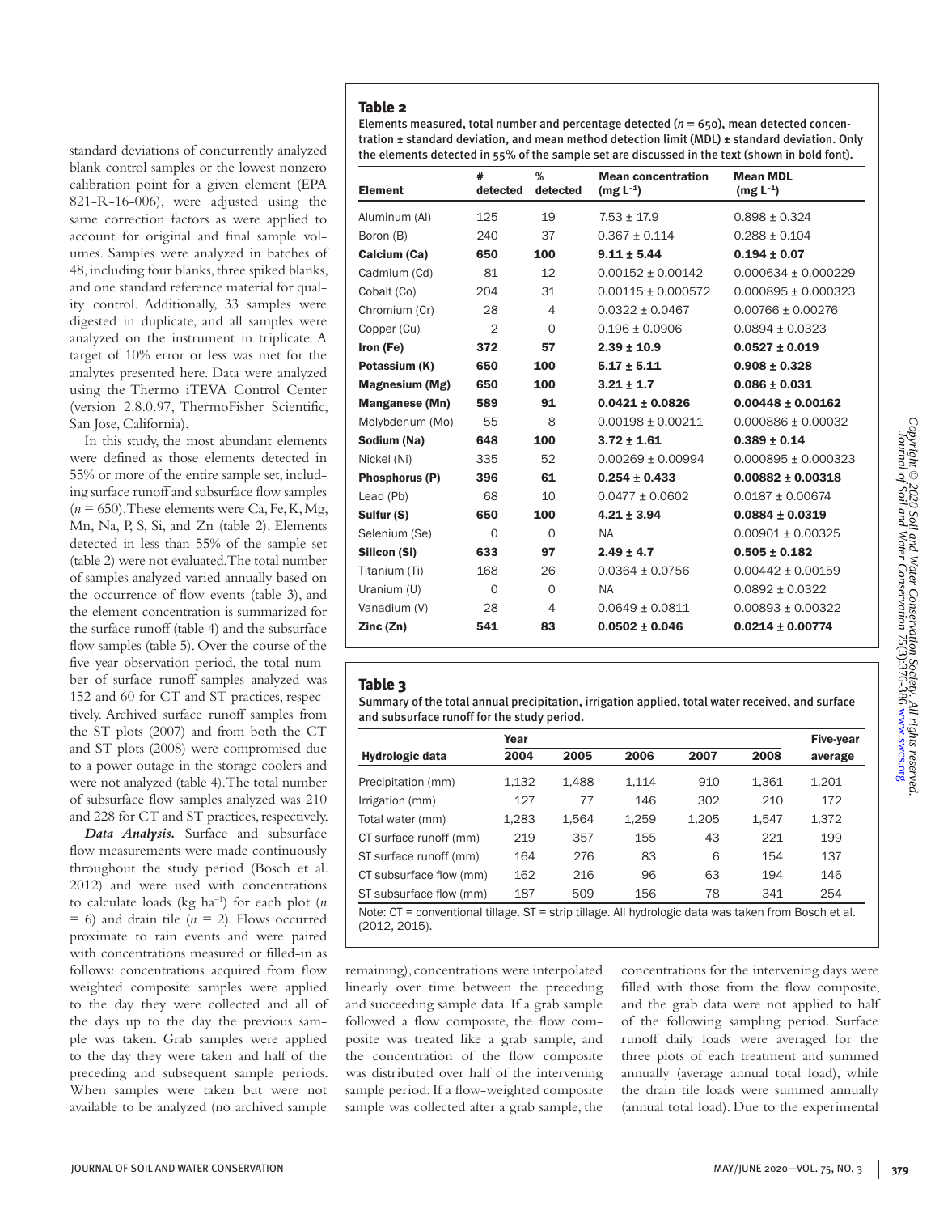standard deviations of concurrently analyzed blank control samples or the lowest nonzero calibration point for a given element (EPA 821-R-16-006), were adjusted using the same correction factors as were applied to account for original and final sample volumes. Samples were analyzed in batches of 48, including four blanks, three spiked blanks, and one standard reference material for quality control. Additionally, 33 samples were digested in duplicate, and all samples were analyzed on the instrument in triplicate. A target of 10% error or less was met for the analytes presented here. Data were analyzed using the Thermo iTEVA Control Center (version 2.8.0.97, ThermoFisher Scientific, San Jose, California).

In this study, the most abundant elements were defined as those elements detected in 55% or more of the entire sample set, including surface runoff and subsurface flow samples ($n$ = 650). These elements were Ca, Fe, K, Mg, Mn, Na, P, S, Si, and Zn (table 2). Elements detected in less than 55% of the sample set (table 2) were not evaluated. The total number of samples analyzed varied annually based on the occurrence of flow events (table 3), and the element concentration is summarized for the surface runoff (table 4) and the subsurface flow samples (table 5). Over the course of the five-year observation period, the total number of surface runoff samples analyzed was 152 and 60 for CT and ST practices, respectively. Archived surface runoff samples from the ST plots (2007) and from both the CT and ST plots (2008) were compromised due to a power outage in the storage coolers and were not analyzed (table 4). The total number of subsurface flow samples analyzed was 210 and 228 for CT and ST practices, respectively.

***Data Analysis.*** Surface and subsurface flow measurements were made continuously throughout the study period (Bosch et al. 2012) and were used with concentrations to calculate loads (kg ha$^{-1}$) for each plot ($n$ = 6) and drain tile ($n$ = 2). Flows occurred proximate to rain events and were paired with concentrations measured or filled-in as follows: concentrations acquired from flow weighted composite samples were applied to the day they were collected and all of the days up to the day the previous sample was taken. Grab samples were applied to the day they were taken and half of the preceding and subsequent sample periods. When samples were taken but were not available to be analyzed (no archived sample remaining), concentrations were interpolated linearly over time between the preceding and succeeding sample data. If a grab sample followed a flow composite, the flow composite was treated like a grab sample, and the concentration of the flow composite was distributed over half of the intervening sample period. If a flow-weighted composite sample was collected after a grab sample, the concentrations for the intervening days were filled with those from the flow composite, and the grab data were not applied to half of the following sampling period. Surface runoff daily loads were averaged for the three plots of each treatment and summed annually (average annual total load), while the drain tile loads were summed annually (annual total load). Due to the experimental

### Table 2

Elements measured, total number and percentage detected ($n$ = 650), mean detected concentration ± standard deviation, and mean method detection limit (MDL) ± standard deviation. Only the elements detected in 55% of the sample set are discussed in the text (shown in bold font).

| Element | # detected | % detected | Mean concentration (mg L$^{-1}$) | Mean MDL (mg L$^{-1}$) |
|---|---|---|---|---|
| Aluminum (Al) | 125 | 19 | 7.53 ± 17.9 | 0.898 ± 0.324 |
| Boron (B) | 240 | 37 | 0.367 ± 0.114 | 0.288 ± 0.104 |
| **Calcium (Ca)** | **650** | **100** | **9.11 ± 5.44** | **0.194 ± 0.07** |
| Cadmium (Cd) | 81 | 12 | 0.00152 ± 0.00142 | 0.000634 ± 0.000229 |
| Cobalt (Co) | 204 | 31 | 0.00115 ± 0.000572 | 0.000895 ± 0.000323 |
| Chromium (Cr) | 28 | 4 | 0.0322 ± 0.0467 | 0.00766 ± 0.00276 |
| Copper (Cu) | 2 | 0 | 0.196 ± 0.0906 | 0.0894 ± 0.0323 |
| **Iron (Fe)** | **372** | **57** | **2.39 ± 10.9** | **0.0527 ± 0.019** |
| **Potassium (K)** | **650** | **100** | **5.17 ± 5.11** | **0.908 ± 0.328** |
| **Magnesium (Mg)** | **650** | **100** | **3.21 ± 1.7** | **0.086 ± 0.031** |
| **Manganese (Mn)** | **589** | **91** | **0.0421 ± 0.0826** | **0.00448 ± 0.00162** |
| Molybdenum (Mo) | 55 | 8 | 0.00198 ± 0.00211 | 0.000886 ± 0.00032 |
| **Sodium (Na)** | **648** | **100** | **3.72 ± 1.61** | **0.389 ± 0.14** |
| Nickel (Ni) | 335 | 52 | 0.00269 ± 0.00994 | 0.000895 ± 0.000323 |
| **Phosphorus (P)** | **396** | **61** | **0.254 ± 0.433** | **0.00882 ± 0.00318** |
| Lead (Pb) | 68 | 10 | 0.0477 ± 0.0602 | 0.0187 ± 0.00674 |
| **Sulfur (S)** | **650** | **100** | **4.21 ± 3.94** | **0.0884 ± 0.0319** |
| Selenium (Se) | 0 | 0 | NA | 0.00901 ± 0.00325 |
| **Silicon (Si)** | **633** | **97** | **2.49 ± 4.7** | **0.505 ± 0.182** |
| Titanium (Ti) | 168 | 26 | 0.0364 ± 0.0756 | 0.00442 ± 0.00159 |
| Uranium (U) | 0 | 0 | NA | 0.0892 ± 0.0322 |
| Vanadium (V) | 28 | 4 | 0.0649 ± 0.0811 | 0.00893 ± 0.00322 |
| **Zinc (Zn)** | **541** | **83** | **0.0502 ± 0.046** | **0.0214 ± 0.00774** |

### Table 3

Summary of the total annual precipitation, irrigation applied, total water received, and surface and subsurface runoff for the study period.

| Hydrologic data | Year | | | | | Five-year |
|---|---|---|---|---|---|---|
| | 2004 | 2005 | 2006 | 2007 | 2008 | average |
| Precipitation (mm) | 1,132 | 1,488 | 1,114 | 910 | 1,361 | 1,201 |
| Irrigation (mm) | 127 | 77 | 146 | 302 | 210 | 172 |
| Total water (mm) | 1,283 | 1,564 | 1,259 | 1,205 | 1,547 | 1,372 |
| CT surface runoff (mm) | 219 | 357 | 155 | 43 | 221 | 199 |
| ST surface runoff (mm) | 164 | 276 | 83 | 6 | 154 | 137 |
| CT subsurface flow (mm) | 162 | 216 | 96 | 63 | 194 | 146 |
| ST subsurface flow (mm) | 187 | 509 | 156 | 78 | 341 | 254 |

Note: CT = conventional tillage. ST = strip tillage. All hydrologic data was taken from Bosch et al. (2012, 2015).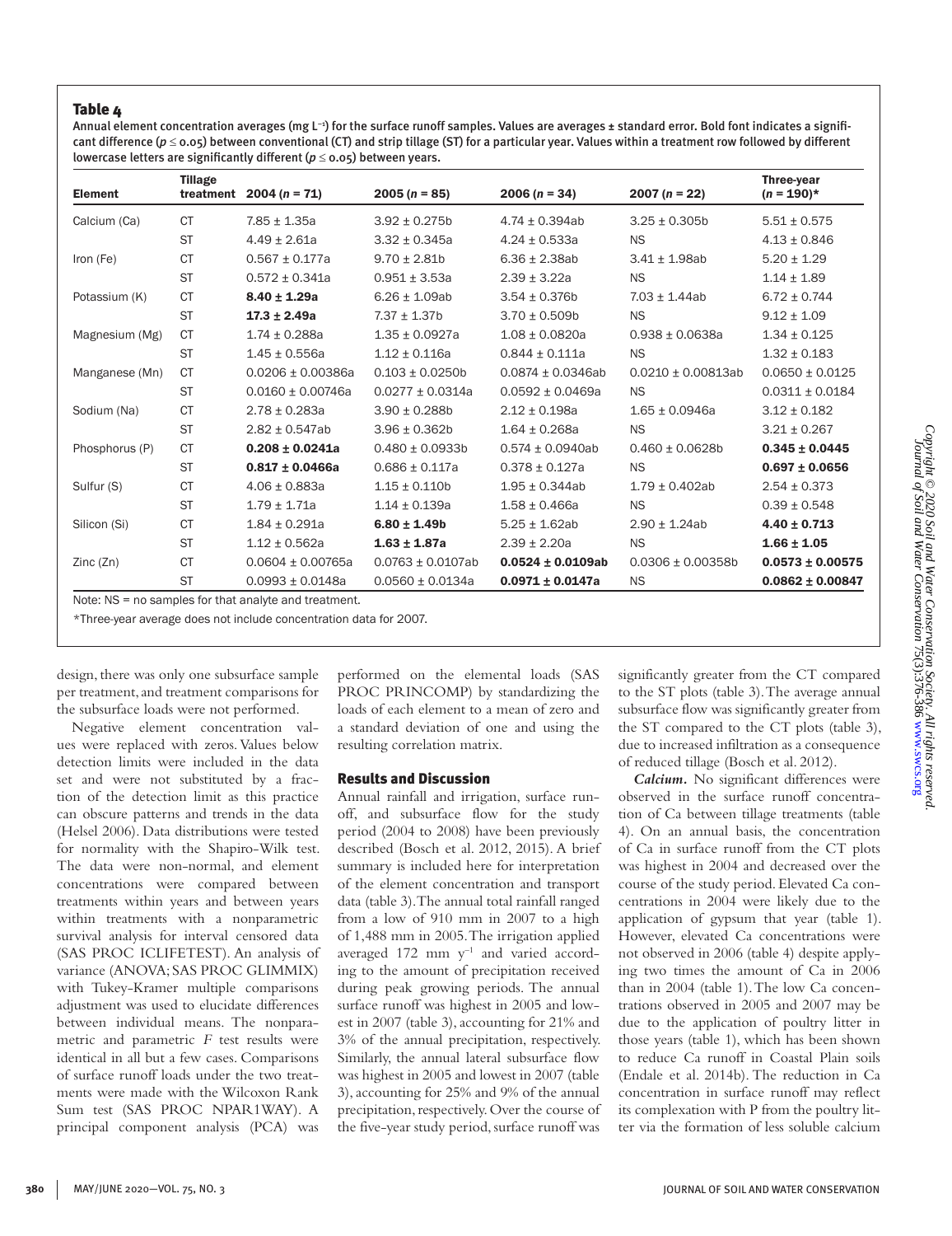**Table 4**

Annual element concentration averages (mg L$^{-1}$) for the surface runoff samples. Values are averages ± standard error. Bold font indicates a significant difference ($p \leq 0.05$) between conventional (CT) and strip tillage (ST) for a particular year. Values within a treatment row followed by different lowercase letters are significantly different ($p \leq 0.05$) between years.

| Element | Tillage treatment | 2004 ($n$ = 71) | 2005 ($n$ = 85) | 2006 ($n$ = 34) | 2007 ($n$ = 22) | Three-year ($n$ = 190)* |
|---|---|---|---|---|---|---|
| Calcium (Ca) | CT | 7.85 ± 1.35a | 3.92 ± 0.275b | 4.74 ± 0.394ab | 3.25 ± 0.305b | 5.51 ± 0.575 |
| | ST | 4.49 ± 2.61a | 3.32 ± 0.345a | 4.24 ± 0.533a | NS | 4.13 ± 0.846 |
| Iron (Fe) | CT | 0.567 ± 0.177a | 9.70 ± 2.81b | 6.36 ± 2.38ab | 3.41 ± 1.98ab | 5.20 ± 1.29 |
| | ST | 0.572 ± 0.341a | 0.951 ± 3.53a | 2.39 ± 3.22a | NS | 1.14 ± 1.89 |
| Potassium (K) | CT | **8.40 ± 1.29a** | 6.26 ± 1.09ab | 3.54 ± 0.376b | 7.03 ± 1.44ab | 6.72 ± 0.744 |
| | ST | **17.3 ± 2.49a** | 7.37 ± 1.37b | 3.70 ± 0.509b | NS | 9.12 ± 1.09 |
| Magnesium (Mg) | CT | 1.74 ± 0.288a | 1.35 ± 0.0927a | 1.08 ± 0.0820a | 0.938 ± 0.0638a | 1.34 ± 0.125 |
| | ST | 1.45 ± 0.556a | 1.12 ± 0.116a | 0.844 ± 0.111a | NS | 1.32 ± 0.183 |
| Manganese (Mn) | CT | 0.0206 ± 0.00386a | 0.103 ± 0.0250b | 0.0874 ± 0.0346ab | 0.0210 ± 0.00813ab | 0.0650 ± 0.0125 |
| | ST | 0.0160 ± 0.00746a | 0.0277 ± 0.0314a | 0.0592 ± 0.0469a | NS | 0.0311 ± 0.0184 |
| Sodium (Na) | CT | 2.78 ± 0.283a | 3.90 ± 0.288b | 2.12 ± 0.198a | 1.65 ± 0.0946a | 3.12 ± 0.182 |
| | ST | 2.82 ± 0.547ab | 3.96 ± 0.362b | 1.64 ± 0.268a | NS | 3.21 ± 0.267 |
| Phosphorus (P) | CT | **0.208 ± 0.0241a** | 0.480 ± 0.0933b | 0.574 ± 0.0940ab | 0.460 ± 0.0628b | **0.345 ± 0.0445** |
| | ST | **0.817 ± 0.0466a** | 0.686 ± 0.117a | 0.378 ± 0.127a | NS | **0.697 ± 0.0656** |
| Sulfur (S) | CT | 4.06 ± 0.883a | 1.15 ± 0.110b | 1.95 ± 0.344ab | 1.79 ± 0.402ab | 2.54 ± 0.373 |
| | ST | 1.79 ± 1.71a | 1.14 ± 0.139a | 1.58 ± 0.466a | NS | 0.39 ± 0.548 |
| Silicon (Si) | CT | 1.84 ± 0.291a | **6.80 ± 1.49b** | 5.25 ± 1.62ab | 2.90 ± 1.24ab | **4.40 ± 0.713** |
| | ST | 1.12 ± 0.562a | **1.63 ± 1.87a** | 2.39 ± 2.20a | NS | **1.66 ± 1.05** |
| Zinc (Zn) | CT | 0.0604 ± 0.00765a | 0.0763 ± 0.0107ab | **0.0524 ± 0.0109ab** | 0.0306 ± 0.00358b | **0.0573 ± 0.00575** |
| | ST | 0.0993 ± 0.0148a | 0.0560 ± 0.0134a | **0.0971 ± 0.0147a** | NS | **0.0862 ± 0.00847** |

Note: NS = no samples for that analyte and treatment.

*Three-year average does not include concentration data for 2007.

design, there was only one subsurface sample per treatment, and treatment comparisons for the subsurface loads were not performed.

Negative element concentration values were replaced with zeros. Values below detection limits were included in the data set and were not substituted by a fraction of the detection limit as this practice can obscure patterns and trends in the data (Helsel 2006). Data distributions were tested for normality with the Shapiro-Wilk test. The data were non-normal, and element concentrations were compared between treatments within years and between years within treatments with a nonparametric survival analysis for interval censored data (SAS PROC ICLIFETEST). An analysis of variance (ANOVA; SAS PROC GLIMMIX) with Tukey-Kramer multiple comparisons adjustment was used to elucidate differences between individual means. The nonparametric and parametric $F$ test results were identical in all but a few cases. Comparisons of surface runoff loads under the two treatments were made with the Wilcoxon Rank Sum test (SAS PROC NPAR1WAY). A principal component analysis (PCA) was performed on the elemental loads (SAS PROC PRINCOMP) by standardizing the loads of each element to a mean of zero and a standard deviation of one and using the resulting correlation matrix.

## Results and Discussion

Annual rainfall and irrigation, surface runoff, and subsurface flow for the study period (2004 to 2008) have been previously described (Bosch et al. 2012, 2015). A brief summary is included here for interpretation of the element concentration and transport data (table 3). The annual total rainfall ranged from a low of 910 mm in 2007 to a high of 1,488 mm in 2005. The irrigation applied averaged 172 mm y$^{-1}$ and varied according to the amount of precipitation received during peak growing periods. The annual surface runoff was highest in 2005 and lowest in 2007 (table 3), accounting for 21% and 3% of the annual precipitation, respectively. Similarly, the annual lateral subsurface flow was highest in 2005 and lowest in 2007 (table 3), accounting for 25% and 9% of the annual precipitation, respectively. Over the course of the five-year study period, surface runoff was significantly greater from the CT compared to the ST plots (table 3). The average annual subsurface flow was significantly greater from the ST compared to the CT plots (table 3), due to increased infiltration as a consequence of reduced tillage (Bosch et al. 2012).

***Calcium.*** No significant differences were observed in the surface runoff concentration of Ca between tillage treatments (table 4). On an annual basis, the concentration of Ca in surface runoff from the CT plots was highest in 2004 and decreased over the course of the study period. Elevated Ca concentrations in 2004 were likely due to the application of gypsum that year (table 1). However, elevated Ca concentrations were not observed in 2006 (table 4) despite applying two times the amount of Ca in 2006 than in 2004 (table 1). The low Ca concentrations observed in 2005 and 2007 may be due to the application of poultry litter in those years (table 1), which has been shown to reduce Ca runoff in Coastal Plain soils (Endale et al. 2014b). The reduction in Ca concentration in surface runoff may reflect its complexation with P from the poultry litter via the formation of less soluble calcium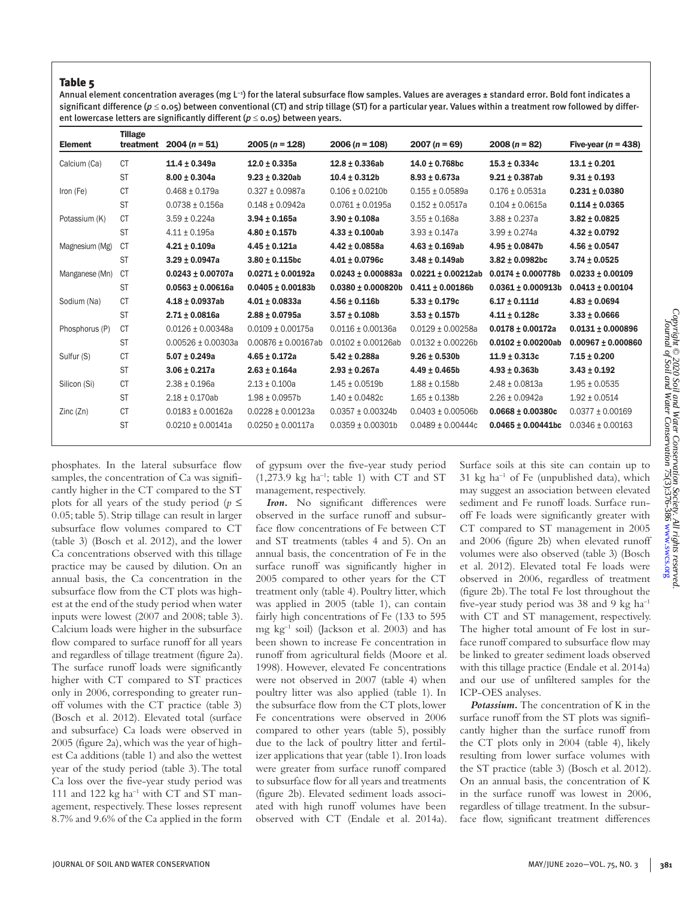**Table 5**

Annual element concentration averages (mg L⁻¹) for the lateral subsurface flow samples. Values are averages ± standard error. Bold font indicates a significant difference ($p \leq 0.05$) between conventional (CT) and strip tillage (ST) for a particular year. Values within a treatment row followed by different lowercase letters are significantly different ($p \leq 0.05$) between years.

| Element | Tillage treatment | 2004 (*n* = 51) | 2005 (*n* = 128) | 2006 (*n* = 108) | 2007 (*n* = 69) | 2008 (*n* = 82) | Five-year (*n* = 438) |
|---|---|---|---|---|---|---|---|
| Calcium (Ca) | CT | **11.4 ± 0.349a** | **12.0 ± 0.335a** | **12.8 ± 0.336ab** | **14.0 ± 0.768bc** | **15.3 ± 0.334c** | **13.1 ± 0.201** |
| | ST | **8.00 ± 0.304a** | **9.23 ± 0.320ab** | **10.4 ± 0.312b** | **8.93 ± 0.673a** | **9.21 ± 0.387ab** | **9.31 ± 0.193** |
| Iron (Fe) | CT | 0.468 ± 0.179a | 0.327 ± 0.0987a | 0.106 ± 0.0210b | 0.155 ± 0.0589a | 0.176 ± 0.0531a | **0.231 ± 0.0380** |
| | ST | 0.0738 ± 0.156a | 0.148 ± 0.0942a | 0.0761 ± 0.0195a | 0.152 ± 0.0517a | 0.104 ± 0.0615a | **0.114 ± 0.0365** |
| Potassium (K) | CT | 3.59 ± 0.224a | **3.94 ± 0.165a** | **3.90 ± 0.108a** | 3.55 ± 0.168a | 3.88 ± 0.237a | **3.82 ± 0.0825** |
| | ST | 4.11 ± 0.195a | **4.80 ± 0.157b** | **4.33 ± 0.100ab** | 3.93 ± 0.147a | 3.99 ± 0.274a | **4.32 ± 0.0792** |
| Magnesium (Mg) | CT | **4.21 ± 0.109a** | **4.45 ± 0.121a** | **4.42 ± 0.0858a** | **4.63 ± 0.169ab** | **4.95 ± 0.0847b** | **4.56 ± 0.0547** |
| | ST | **3.29 ± 0.0947a** | **3.80 ± 0.115bc** | **4.01 ± 0.0796c** | **3.48 ± 0.149ab** | **3.82 ± 0.0982bc** | **3.74 ± 0.0525** |
| Manganese (Mn) | CT | **0.0243 ± 0.00707a** | **0.0271 ± 0.00192a** | **0.0243 ± 0.000883a** | **0.0221 ± 0.00212ab** | **0.0174 ± 0.000778b** | **0.0233 ± 0.00109** |
| | ST | **0.0563 ± 0.00616a** | **0.0405 ± 0.00183b** | **0.0380 ± 0.000820b** | **0.411 ± 0.00186b** | **0.0361 ± 0.000913b** | **0.0413 ± 0.00104** |
| Sodium (Na) | CT | **4.18 ± 0.0937ab** | **4.01 ± 0.0833a** | **4.56 ± 0.116b** | **5.33 ± 0.179c** | **6.17 ± 0.111d** | **4.83 ± 0.0694** |
| | ST | **2.71 ± 0.0816a** | **2.88 ± 0.0795a** | **3.57 ± 0.108b** | **3.53 ± 0.157b** | **4.11 ± 0.128c** | **3.33 ± 0.0666** |
| Phosphorus (P) | CT | 0.0126 ± 0.00348a | 0.0109 ± 0.00175a | 0.0116 ± 0.00136a | 0.0129 ± 0.00258a | **0.0178 ± 0.00172a** | **0.0131 ± 0.000896** |
| | ST | 0.00526 ± 0.00303a | 0.00876 ± 0.00167ab | 0.0102 ± 0.00126ab | 0.0132 ± 0.00226b | **0.0102 ± 0.00200ab** | **0.00967 ± 0.000860** |
| Sulfur (S) | CT | **5.07 ± 0.249a** | **4.65 ± 0.172a** | **5.42 ± 0.288a** | **9.26 ± 0.530b** | **11.9 ± 0.313c** | **7.15 ± 0.200** |
| | ST | **3.06 ± 0.217a** | **2.63 ± 0.164a** | **2.93 ± 0.267a** | **4.49 ± 0.465b** | **4.93 ± 0.363b** | **3.43 ± 0.192** |
| Silicon (Si) | CT | 2.38 ± 0.196a | 2.13 ± 0.100a | 1.45 ± 0.0519b | 1.88 ± 0.158b | 2.48 ± 0.0813a | 1.95 ± 0.0535 |
| | ST | 2.18 ± 0.170ab | 1.98 ± 0.0957b | 1.40 ± 0.0482c | 1.65 ± 0.138b | 2.26 ± 0.0942a | 1.92 ± 0.0514 |
| Zinc (Zn) | CT | 0.0183 ± 0.00162a | 0.0228 ± 0.00123a | 0.0357 ± 0.00324b | 0.0403 ± 0.00506b | **0.0668 ± 0.00380c** | 0.0377 ± 0.00169 |
| | ST | 0.0210 ± 0.00141a | 0.0250 ± 0.00117a | 0.0359 ± 0.00301b | 0.0489 ± 0.00444c | **0.0465 ± 0.00441bc** | 0.0346 ± 0.00163 |

phosphates. In the lateral subsurface flow samples, the concentration of Ca was significantly higher in the CT compared to the ST plots for all years of the study period ($p \leq 0.05$; table 5). Strip tillage can result in larger subsurface flow volumes compared to CT (table 3) (Bosch et al. 2012), and the lower Ca concentrations observed with this tillage practice may be caused by dilution. On an annual basis, the Ca concentration in the subsurface flow from the CT plots was highest at the end of the study period when water inputs were lowest (2007 and 2008; table 3). Calcium loads were higher in the subsurface flow compared to surface runoff for all years and regardless of tillage treatment (figure 2a). The surface runoff loads were significantly higher with CT compared to ST practices only in 2006, corresponding to greater runoff volumes with the CT practice (table 3) (Bosch et al. 2012). Elevated total (surface and subsurface) Ca loads were observed in 2005 (figure 2a), which was the year of highest Ca additions (table 1) and also the wettest year of the study period (table 3). The total Ca loss over the five-year study period was 111 and 122 kg ha⁻¹ with CT and ST management, respectively. These losses represent 8.7% and 9.6% of the Ca applied in the form of gypsum over the five-year study period (1,273.9 kg ha⁻¹; table 1) with CT and ST management, respectively.

***Iron.*** No significant differences were observed in the surface runoff and subsurface flow concentrations of Fe between CT and ST treatments (tables 4 and 5). On an annual basis, the concentration of Fe in the surface runoff was significantly higher in 2005 compared to other years for the CT treatment only (table 4). Poultry litter, which was applied in 2005 (table 1), can contain fairly high concentrations of Fe (133 to 595 mg kg⁻¹ soil) (Jackson et al. 2003) and has been shown to increase Fe concentration in runoff from agricultural fields (Moore et al. 1998). However, elevated Fe concentrations were not observed in 2007 (table 4) when poultry litter was also applied (table 1). In the subsurface flow from the CT plots, lower Fe concentrations were observed in 2006 compared to other years (table 5), possibly due to the lack of poultry litter and fertilizer applications that year (table 1). Iron loads were greater from surface runoff compared to subsurface flow for all years and treatments (figure 2b). Elevated sediment loads associated with high runoff volumes have been observed with CT (Endale et al. 2014a). Surface soils at this site can contain up to 31 kg ha⁻¹ of Fe (unpublished data), which may suggest an association between elevated sediment and Fe runoff loads. Surface runoff Fe loads were significantly greater with CT compared to ST management in 2005 and 2006 (figure 2b) when elevated runoff volumes were also observed (table 3) (Bosch et al. 2012). Elevated total Fe loads were observed in 2006, regardless of treatment (figure 2b). The total Fe lost throughout the five-year study period was 38 and 9 kg ha⁻¹ with CT and ST management, respectively. The higher total amount of Fe lost in surface runoff compared to subsurface flow may be linked to greater sediment loads observed with this tillage practice (Endale et al. 2014a) and our use of unfiltered samples for the ICP-OES analyses.

***Potassium.*** The concentration of K in the surface runoff from the ST plots was significantly higher than the surface runoff from the CT plots only in 2004 (table 4), likely resulting from lower surface volumes with the ST practice (table 3) (Bosch et al. 2012). On an annual basis, the concentration of K in the surface runoff was lowest in 2006, regardless of tillage treatment. In the subsurface flow, significant treatment differences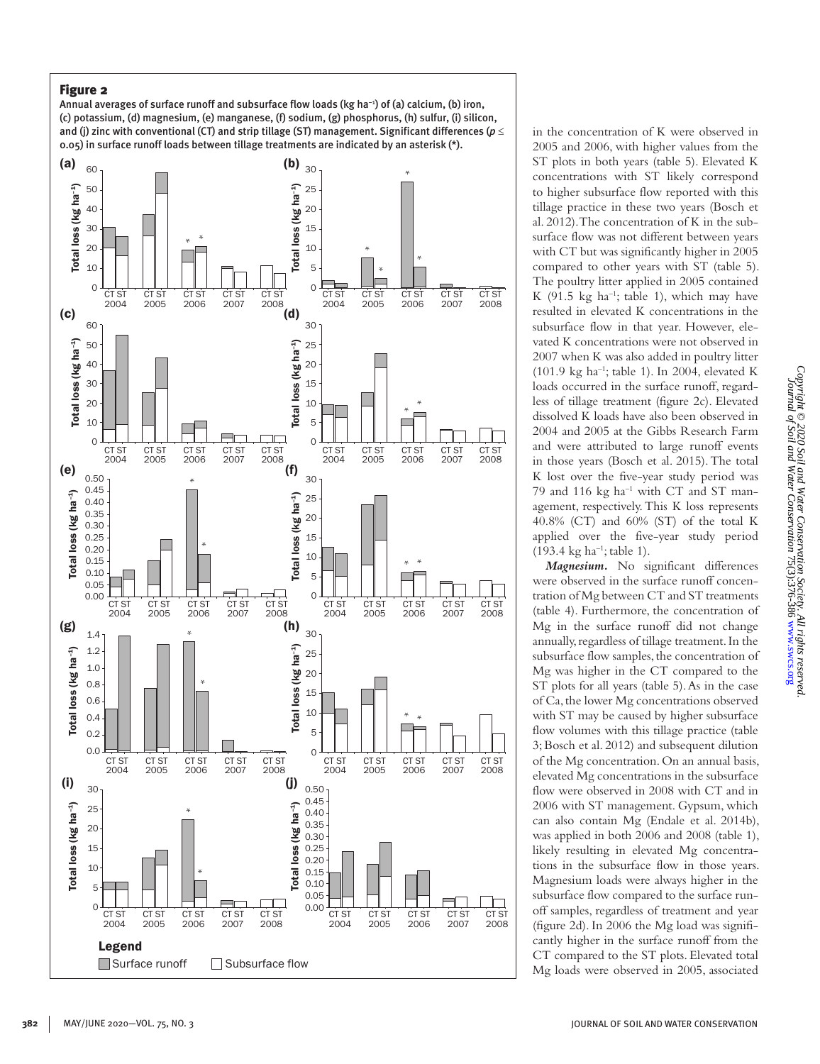**Figure 2**

Annual averages of surface runoff and subsurface flow loads (kg ha$^{-1}$) of (a) calcium, (b) iron, (c) potassium, (d) magnesium, (e) manganese, (f) sodium, (g) phosphorus, (h) sulfur, (i) silicon, and (j) zinc with conventional (CT) and strip tillage (ST) management. Significant differences ($p \leq 0.05$) in surface runoff loads between tillage treatments are indicated by an asterisk (*).

in the concentration of K were observed in 2005 and 2006, with higher values from the ST plots in both years (table 5). Elevated K concentrations with ST likely correspond to higher subsurface flow reported with this tillage practice in these two years (Bosch et al. 2012). The concentration of K in the subsurface flow was not different between years with CT but was significantly higher in 2005 compared to other years with ST (table 5). The poultry litter applied in 2005 contained K (91.5 kg ha$^{-1}$; table 1), which may have resulted in elevated K concentrations in the subsurface flow in that year. However, elevated K concentrations were not observed in 2007 when K was also added in poultry litter (101.9 kg ha$^{-1}$; table 1). In 2004, elevated K loads occurred in the surface runoff, regardless of tillage treatment (figure 2c). Elevated dissolved K loads have also been observed in 2004 and 2005 at the Gibbs Research Farm and were attributed to large runoff events in those years (Bosch et al. 2015). The total K lost over the five-year study period was 79 and 116 kg ha$^{-1}$ with CT and ST management, respectively. This K loss represents 40.8% (CT) and 60% (ST) of the total K applied over the five-year study period (193.4 kg ha$^{-1}$; table 1).

***Magnesium.*** No significant differences were observed in the surface runoff concentration of Mg between CT and ST treatments (table 4). Furthermore, the concentration of Mg in the surface runoff did not change annually, regardless of tillage treatment. In the subsurface flow samples, the concentration of Mg was higher in the CT compared to the ST plots for all years (table 5). As in the case of Ca, the lower Mg concentrations observed with ST may be caused by higher subsurface flow volumes with this tillage practice (table 3; Bosch et al. 2012) and subsequent dilution of the Mg concentration. On an annual basis, elevated Mg concentrations in the subsurface flow were observed in 2008 with CT and in 2006 with ST management. Gypsum, which can also contain Mg (Endale et al. 2014b), was applied in both 2006 and 2008 (table 1), likely resulting in elevated Mg concentrations in the subsurface flow in those years. Magnesium loads were always higher in the subsurface flow compared to the surface runoff samples, regardless of treatment and year (figure 2d). In 2006 the Mg load was significantly higher in the surface runoff from the CT compared to the ST plots. Elevated total Mg loads were observed in 2005, associated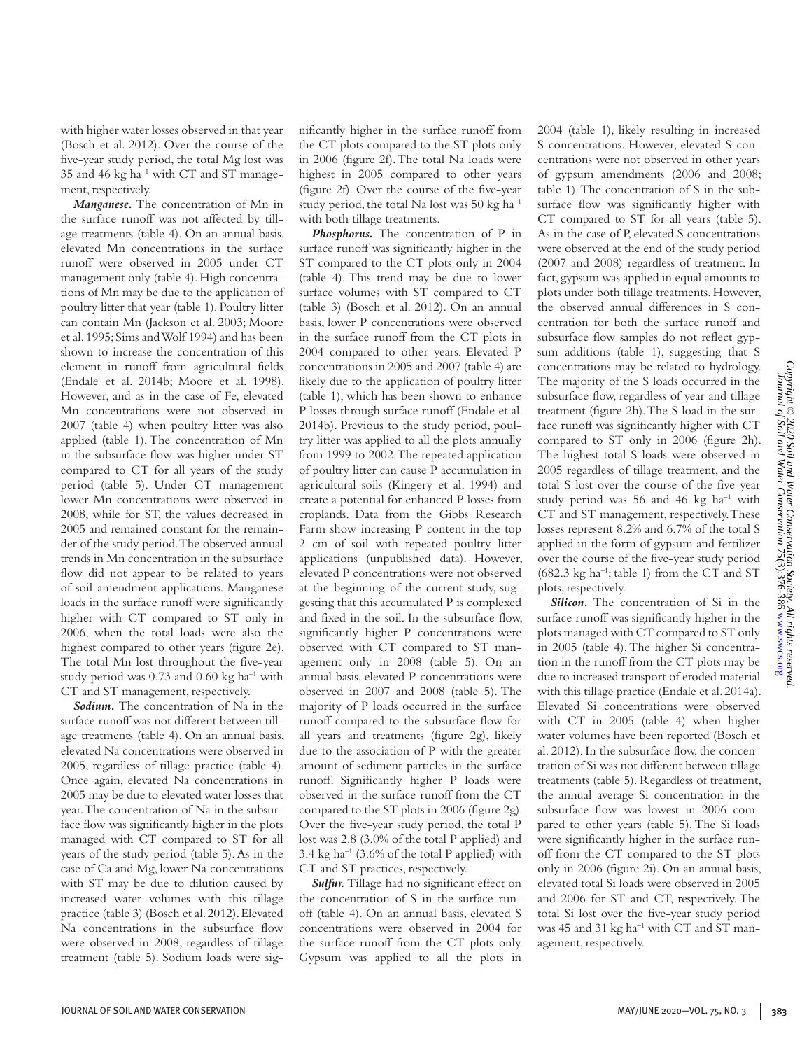with higher water losses observed in that year (Bosch et al. 2012). Over the course of the five-year study period, the total Mg lost was 35 and 46 kg ha$^{-1}$ with CT and ST management, respectively.

***Manganese.*** The concentration of Mn in the surface runoff was not affected by tillage treatments (table 4). On an annual basis, elevated Mn concentrations in the surface runoff were observed in 2005 under CT management only (table 4). High concentrations of Mn may be due to the application of poultry litter that year (table 1). Poultry litter can contain Mn (Jackson et al. 2003; Moore et al. 1995; Sims and Wolf 1994) and has been shown to increase the concentration of this element in runoff from agricultural fields (Endale et al. 2014b; Moore et al. 1998). However, and as in the case of Fe, elevated Mn concentrations were not observed in 2007 (table 4) when poultry litter was also applied (table 1). The concentration of Mn in the subsurface flow was higher under ST compared to CT for all years of the study period (table 5). Under CT management lower Mn concentrations were observed in 2008, while for ST, the values decreased in 2005 and remained constant for the remainder of the study period. The observed annual trends in Mn concentration in the subsurface flow did not appear to be related to years of soil amendment applications. Manganese loads in the surface runoff were significantly higher with CT compared to ST only in 2006, when the total loads were also the highest compared to other years (figure 2e). The total Mn lost throughout the five-year study period was 0.73 and 0.60 kg ha$^{-1}$ with CT and ST management, respectively.

***Sodium.*** The concentration of Na in the surface runoff was not different between tillage treatments (table 4). On an annual basis, elevated Na concentrations were observed in 2005, regardless of tillage practice (table 4). Once again, elevated Na concentrations in 2005 may be due to elevated water losses that year. The concentration of Na in the subsurface flow was significantly higher in the plots managed with CT compared to ST for all years of the study period (table 5). As in the case of Ca and Mg, lower Na concentrations with ST may be due to dilution caused by increased water volumes with this tillage practice (table 3) (Bosch et al. 2012). Elevated Na concentrations in the subsurface flow were observed in 2008, regardless of tillage treatment (table 5). Sodium loads were significantly higher in the surface runoff from the CT plots compared to the ST plots only in 2006 (figure 2f). The total Na loads were highest in 2005 compared to other years (figure 2f). Over the course of the five-year study period, the total Na lost was 50 kg ha$^{-1}$ with both tillage treatments.

***Phosphorus.*** The concentration of P in surface runoff was significantly higher in the ST compared to the CT plots only in 2004 (table 4). This trend may be due to lower surface volumes with ST compared to CT (table 3) (Bosch et al. 2012). On an annual basis, lower P concentrations were observed in the surface runoff from the CT plots in 2004 compared to other years. Elevated P concentrations in 2005 and 2007 (table 4) are likely due to the application of poultry litter (table 1), which has been shown to enhance P losses through surface runoff (Endale et al. 2014b). Previous to the study period, poultry litter was applied to all the plots annually from 1999 to 2002. The repeated application of poultry litter can cause P accumulation in agricultural soils (Kingery et al. 1994) and create a potential for enhanced P losses from croplands. Data from the Gibbs Research Farm show increasing P content in the top 2 cm of soil with repeated poultry litter applications (unpublished data). However, elevated P concentrations were not observed at the beginning of the current study, suggesting that this accumulated P is complexed and fixed in the soil. In the subsurface flow, significantly higher P concentrations were observed with CT compared to ST management only in 2008 (table 5). On an annual basis, elevated P concentrations were observed in 2007 and 2008 (table 5). The majority of P loads occurred in the surface runoff compared to the subsurface flow for all years and treatments (figure 2g), likely due to the association of P with the greater amount of sediment particles in the surface runoff. Significantly higher P loads were observed in the surface runoff from the CT compared to the ST plots in 2006 (figure 2g). Over the five-year study period, the total P lost was 2.8 (3.0% of the total P applied) and 3.4 kg ha$^{-1}$ (3.6% of the total P applied) with CT and ST practices, respectively.

***Sulfur.*** Tillage had no significant effect on the concentration of S in the surface runoff (table 4). On an annual basis, elevated S concentrations were observed in 2004 for the surface runoff from the CT plots only. Gypsum was applied to all the plots in 2004 (table 1), likely resulting in increased S concentrations. However, elevated S concentrations were not observed in other years of gypsum amendments (2006 and 2008; table 1). The concentration of S in the subsurface flow was significantly higher with CT compared to ST for all years (table 5). As in the case of P, elevated S concentrations were observed at the end of the study period (2007 and 2008) regardless of treatment. In fact, gypsum was applied in equal amounts to plots under both tillage treatments. However, the observed annual differences in S concentration for both the surface runoff and subsurface flow samples do not reflect gypsum additions (table 1), suggesting that S concentrations may be related to hydrology. The majority of the S loads occurred in the subsurface flow, regardless of year and tillage treatment (figure 2h). The S load in the surface runoff was significantly higher with CT compared to ST only in 2006 (figure 2h). The highest total S loads were observed in 2005 regardless of tillage treatment, and the total S lost over the course of the five-year study period was 56 and 46 kg ha$^{-1}$ with CT and ST management, respectively. These losses represent 8.2% and 6.7% of the total S applied in the form of gypsum and fertilizer over the course of the five-year study period (682.3 kg ha$^{-1}$; table 1) from the CT and ST plots, respectively.

***Silicon.*** The concentration of Si in the surface runoff was significantly higher in the plots managed with CT compared to ST only in 2005 (table 4). The higher Si concentration in the runoff from the CT plots may be due to increased transport of eroded material with this tillage practice (Endale et al. 2014a). Elevated Si concentrations were observed with CT in 2005 (table 4) when higher water volumes have been reported (Bosch et al. 2012). In the subsurface flow, the concentration of Si was not different between tillage treatments (table 5). Regardless of treatment, the annual average Si concentration in the subsurface flow was lowest in 2006 compared to other years (table 5). The Si loads were significantly higher in the surface runoff from the CT compared to the ST plots only in 2006 (figure 2i). On an annual basis, elevated total Si loads were observed in 2005 and 2006 for ST and CT, respectively. The total Si lost over the five-year study period was 45 and 31 kg ha$^{-1}$ with CT and ST management, respectively.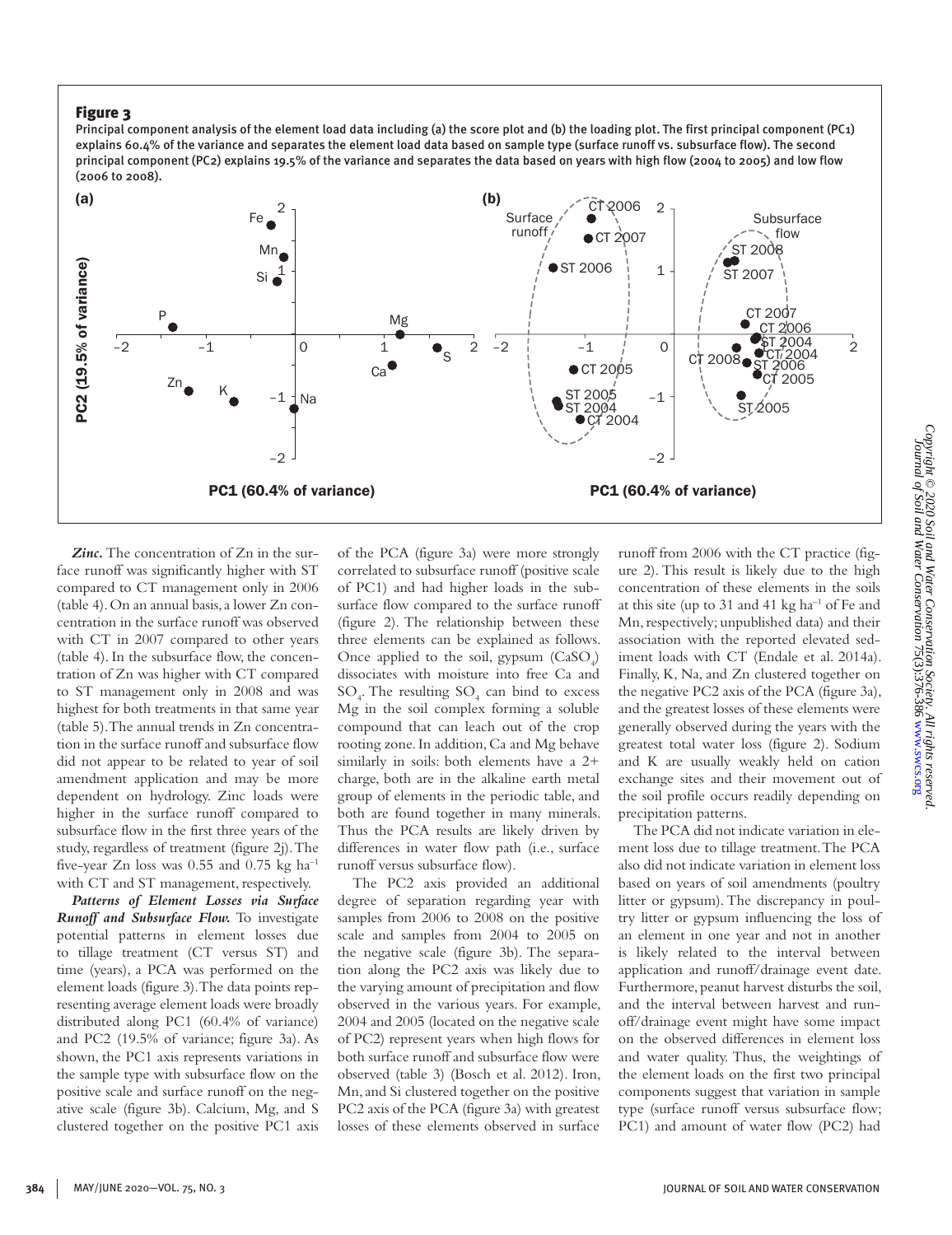### Figure 3

Principal component analysis of the element load data including (a) the score plot and (b) the loading plot. The first principal component (PC1) explains 60.4% of the variance and separates the element load data based on sample type (surface runoff vs. subsurface flow). The second principal component (PC2) explains 19.5% of the variance and separates the data based on years with high flow (2004 to 2005) and low flow (2006 to 2008).

***Zinc.*** The concentration of Zn in the surface runoff was significantly higher with ST compared to CT management only in 2006 (table 4). On an annual basis, a lower Zn concentration in the surface runoff was observed with CT in 2007 compared to other years (table 4). In the subsurface flow, the concentration of Zn was higher with CT compared to ST management only in 2008 and was highest for both treatments in that same year (table 5). The annual trends in Zn concentration in the surface runoff and subsurface flow did not appear to be related to year of soil amendment application and may be more dependent on hydrology. Zinc loads were higher in the surface runoff compared to subsurface flow in the first three years of the study, regardless of treatment (figure 2j). The five-year Zn loss was 0.55 and 0.75 kg ha$^{-1}$ with CT and ST management, respectively.

***Patterns of Element Losses via Surface Runoff and Subsurface Flow.*** To investigate potential patterns in element losses due to tillage treatment (CT versus ST) and time (years), a PCA was performed on the element loads (figure 3). The data points representing average element loads were broadly distributed along PC1 (60.4% of variance) and PC2 (19.5% of variance; figure 3a). As shown, the PC1 axis represents variations in the sample type with subsurface flow on the positive scale and surface runoff on the negative scale (figure 3b). Calcium, Mg, and S clustered together on the positive PC1 axis of the PCA (figure 3a) were more strongly correlated to subsurface runoff (positive scale of PC1) and had higher loads in the subsurface flow compared to the surface runoff (figure 2). The relationship between these three elements can be explained as follows. Once applied to the soil, gypsum ($CaSO_4$) dissociates with moisture into free Ca and $SO_4$. The resulting $SO_4$ can bind to excess Mg in the soil complex forming a soluble compound that can leach out of the crop rooting zone. In addition, Ca and Mg behave similarly in soils: both elements have a 2+ charge, both are in the alkaline earth metal group of elements in the periodic table, and both are found together in many minerals. Thus the PCA results are likely driven by differences in water flow path (i.e., surface runoff versus subsurface flow).

The PC2 axis provided an additional degree of separation regarding year with samples from 2006 to 2008 on the positive scale and samples from 2004 to 2005 on the negative scale (figure 3b). The separation along the PC2 axis was likely due to the varying amount of precipitation and flow observed in the various years. For example, 2004 and 2005 (located on the negative scale of PC2) represent years when high flows for both surface runoff and subsurface flow were observed (table 3) (Bosch et al. 2012). Iron, Mn, and Si clustered together on the positive PC2 axis of the PCA (figure 3a) with greatest losses of these elements observed in surface runoff from 2006 with the CT practice (figure 2). This result is likely due to the high concentration of these elements in the soils at this site (up to 31 and 41 kg ha$^{-1}$ of Fe and Mn, respectively; unpublished data) and their association with the reported elevated sediment loads with CT (Endale et al. 2014a). Finally, K, Na, and Zn clustered together on the negative PC2 axis of the PCA (figure 3a), and the greatest losses of these elements were generally observed during the years with the greatest total water loss (figure 2). Sodium and K are usually weakly held on cation exchange sites and their movement out of the soil profile occurs readily depending on precipitation patterns.

The PCA did not indicate variation in element loss due to tillage treatment. The PCA also did not indicate variation in element loss based on years of soil amendments (poultry litter or gypsum). The discrepancy in poultry litter or gypsum influencing the loss of an element in one year and not in another is likely related to the interval between application and runoff/drainage event date. Furthermore, peanut harvest disturbs the soil, and the interval between harvest and runoff/drainage event might have some impact on the observed differences in element loss and water quality. Thus, the weightings of the element loads on the first two principal components suggest that variation in sample type (surface runoff versus subsurface flow; PC1) and amount of water flow (PC2) had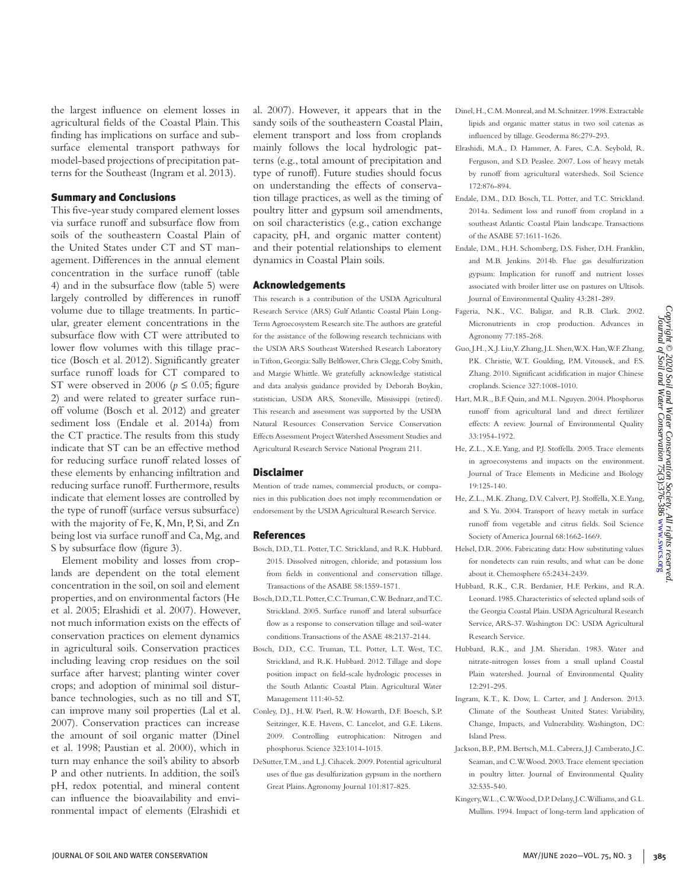the largest influence on element losses in agricultural fields of the Coastal Plain. This finding has implications on surface and subsurface elemental transport pathways for model-based projections of precipitation patterns for the Southeast (Ingram et al. 2013).

## Summary and Conclusions

This five-year study compared element losses via surface runoff and subsurface flow from soils of the southeastern Coastal Plain of the United States under CT and ST management. Differences in the annual element concentration in the surface runoff (table 4) and in the subsurface flow (table 5) were largely controlled by differences in runoff volume due to tillage treatments. In particular, greater element concentrations in the subsurface flow with CT were attributed to lower flow volumes with this tillage practice (Bosch et al. 2012). Significantly greater surface runoff loads for CT compared to ST were observed in 2006 ($p \leq 0.05$; figure 2) and were related to greater surface runoff volume (Bosch et al. 2012) and greater sediment loss (Endale et al. 2014a) from the CT practice. The results from this study indicate that ST can be an effective method for reducing surface runoff related losses of these elements by enhancing infiltration and reducing surface runoff. Furthermore, results indicate that element losses are controlled by the type of runoff (surface versus subsurface) with the majority of Fe, K, Mn, P, Si, and Zn being lost via surface runoff and Ca, Mg, and S by subsurface flow (figure 3).

Element mobility and losses from croplands are dependent on the total element concentration in the soil, on soil and element properties, and on environmental factors (He et al. 2005; Elrashidi et al. 2007). However, not much information exists on the effects of conservation practices on element dynamics in agricultural soils. Conservation practices including leaving crop residues on the soil surface after harvest; planting winter cover crops; and adoption of minimal soil disturbance technologies, such as no till and ST, can improve many soil properties (Lal et al. 2007). Conservation practices can increase the amount of soil organic matter (Dinel et al. 1998; Paustian et al. 2000), which in turn may enhance the soil's ability to absorb P and other nutrients. In addition, the soil's pH, redox potential, and mineral content can influence the bioavailability and environmental impact of elements (Elrashidi et al. 2007). However, it appears that in the sandy soils of the southeastern Coastal Plain, element transport and loss from croplands mainly follows the local hydrologic patterns (e.g., total amount of precipitation and type of runoff). Future studies should focus on understanding the effects of conservation tillage practices, as well as the timing of poultry litter and gypsum soil amendments, on soil characteristics (e.g., cation exchange capacity, pH, and organic matter content) and their potential relationships to element dynamics in Coastal Plain soils.

## Acknowledgements

This research is a contribution of the USDA Agricultural Research Service (ARS) Gulf Atlantic Coastal Plain Long-Term Agroecosystem Research site. The authors are grateful for the assistance of the following research technicians with the USDA ARS Southeast Watershed Research Laboratory in Tifton, Georgia: Sally Belflower, Chris Clegg, Coby Smith, and Margie Whittle. We gratefully acknowledge statistical and data analysis guidance provided by Deborah Boykin, statistician, USDA ARS, Stoneville, Mississippi (retired). This research and assessment was supported by the USDA Natural Resources Conservation Service Conservation Effects Assessment Project Watershed Assessment Studies and Agricultural Research Service National Program 211.

## Disclaimer

Mention of trade names, commercial products, or companies in this publication does not imply recommendation or endorsement by the USDA Agricultural Research Service.

## References

Bosch, D.D., T.L. Potter, T.C. Strickland, and R.K. Hubbard. 2015. Dissolved nitrogen, chloride, and potassium loss from fields in conventional and conservation tillage. Transactions of the ASABE 58:1559-1571.

Bosch, D.D., T.L. Potter, C.C. Truman, C.W. Bednarz, and T.C. Strickland. 2005. Surface runoff and lateral subsurface flow as a response to conservation tillage and soil-water conditions. Transactions of the ASAE 48:2137-2144.

Bosch, D.D., C.C. Truman, T.L. Potter, L.T. West, T.C. Strickland, and R.K. Hubbard. 2012. Tillage and slope position impact on field-scale hydrologic processes in the South Atlantic Coastal Plain. Agricultural Water Management 111:40-52.

Conley, D.J., H.W. Paerl, R.W. Howarth, D.F. Boesch, S.P. Seitzinger, K.E. Havens, C. Lancelot, and G.E. Likens. 2009. Controlling eutrophication: Nitrogen and phosphorus. Science 323:1014-1015.

DeSutter, T.M., and L.J. Cihacek. 2009. Potential agricultural uses of flue gas desulfurization gypsum in the northern Great Plains. Agronomy Journal 101:817-825.

Dinel, H., C.M. Monreal, and M. Schnitzer. 1998. Extractable lipids and organic matter status in two soil catenas as influenced by tillage. Geoderma 86:279-293.

Elrashidi, M.A., D. Hammer, A. Fares, C.A. Seybold, R. Ferguson, and S.D. Peaslee. 2007. Loss of heavy metals by runoff from agricultural watersheds. Soil Science 172:876-894.

Endale, D.M., D.D. Bosch, T.L. Potter, and T.C. Strickland. 2014a. Sediment loss and runoff from cropland in a southeast Atlantic Coastal Plain landscape. Transactions of the ASABE 57:1611-1626.

Endale, D.M., H.H. Schomberg, D.S. Fisher, D.H. Franklin, and M.B. Jenkins. 2014b. Flue gas desulfurization gypsum: Implication for runoff and nutrient losses associated with broiler litter use on pastures on Ultisols. Journal of Environmental Quality 43:281-289.

Fageria, N.K., V.C. Baligar, and R.B. Clark. 2002. Micronutrients in crop production. Advances in Agronomy 77:185-268.

Guo, J.H., X.J. Liu, Y. Zhang, J.L. Shen, W.X. Han, W.F. Zhang, P.K. Christie, W.T. Goulding, P.M. Vitousek, and F.S. Zhang. 2010. Significant acidification in major Chinese croplands. Science 327:1008-1010.

Hart, M.R., B.F. Quin, and M.L. Nguyen. 2004. Phosphorus runoff from agricultural land and direct fertilizer effects: A review. Journal of Environmental Quality 33:1954-1972.

He, Z.L., X.E. Yang, and P.J. Stoffella. 2005. Trace elements in agroecosystems and impacts on the environment. Journal of Trace Elements in Medicine and Biology 19:125-140.

He, Z.L., M.K. Zhang, D.V. Calvert, P.J. Stoffella, X.E. Yang, and S. Yu. 2004. Transport of heavy metals in surface runoff from vegetable and citrus fields. Soil Science Society of America Journal 68:1662-1669.

Helsel, D.R. 2006. Fabricating data: How substituting values for nondetects can ruin results, and what can be done about it. Chemosphere 65:2434-2439.

Hubbard, R.K., C.R. Berdanier, H.F. Perkins, and R.A. Leonard. 1985. Characteristics of selected upland soils of the Georgia Coastal Plain. USDA Agricultural Research Service, ARS-37. Washington DC: USDA Agricultural Research Service.

Hubbard, R.K., and J.M. Sheridan. 1983. Water and nitrate-nitrogen losses from a small upland Coastal Plain watershed. Journal of Environmental Quality 12:291-295.

Ingram, K.T., K. Dow, L. Carter, and J. Anderson. 2013. Climate of the Southeast United States: Variability, Change, Impacts, and Vulnerability. Washington, DC: Island Press.

Jackson, B.P., P.M. Bertsch, M.L. Cabrera, J.J. Camberato, J.C. Seaman, and C.W. Wood. 2003. Trace element speciation in poultry litter. Journal of Environmental Quality 32:535-540.

Kingery, W.L., C.W. Wood, D.P. Delany, J.C. Williams, and G.L. Mullins. 1994. Impact of long-term land application of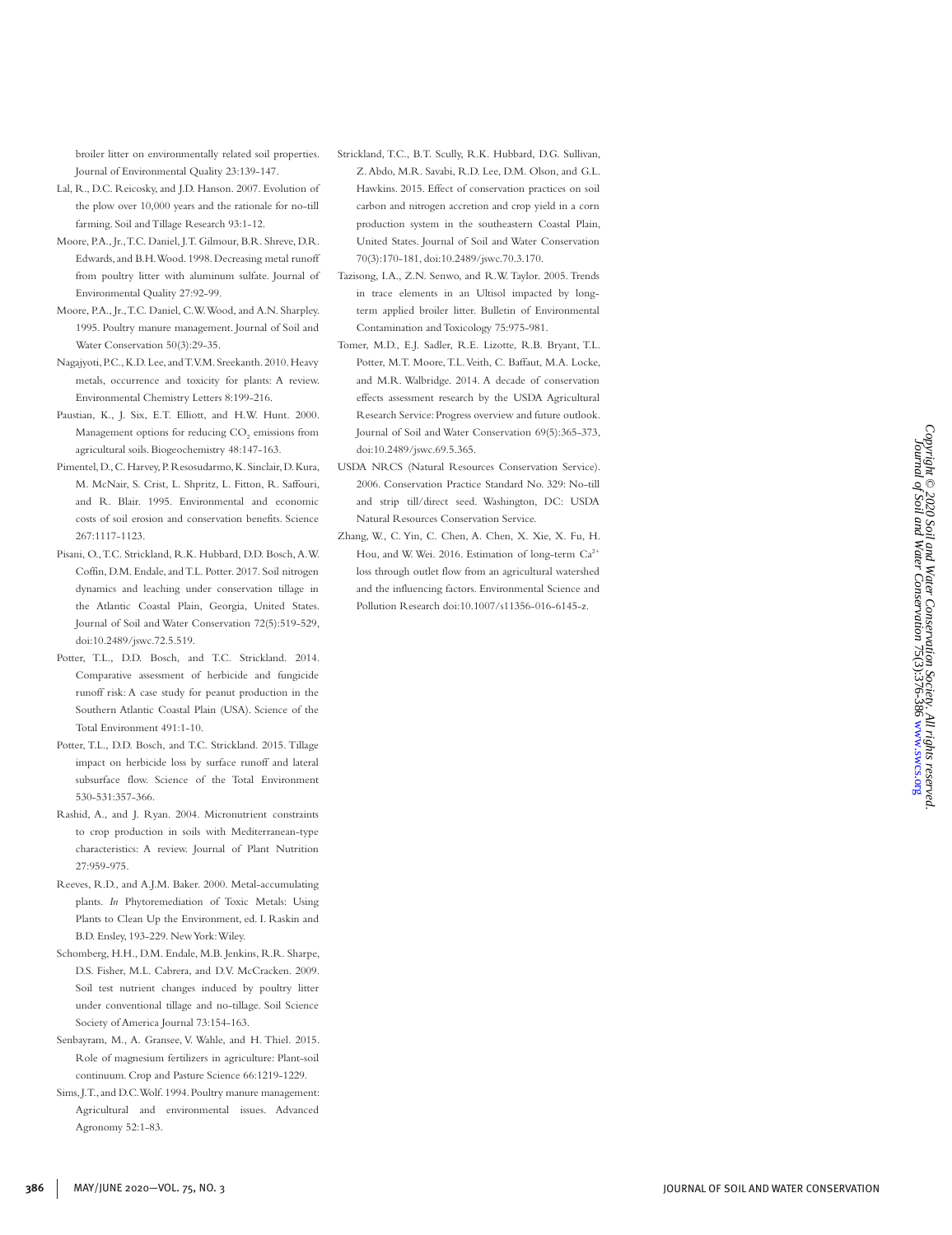broiler litter on environmentally related soil properties. Journal of Environmental Quality 23:139-147.

Lal, R., D.C. Reicosky, and J.D. Hanson. 2007. Evolution of the plow over 10,000 years and the rationale for no-till farming. Soil and Tillage Research 93:1-12.

Moore, P.A., Jr., T.C. Daniel, J.T. Gilmour, B.R. Shreve, D.R. Edwards, and B.H. Wood. 1998. Decreasing metal runoff from poultry litter with aluminum sulfate. Journal of Environmental Quality 27:92-99.

Moore, P.A., Jr., T.C. Daniel, C.W. Wood, and A.N. Sharpley. 1995. Poultry manure management. Journal of Soil and Water Conservation 50(3):29-35.

Nagajyoti, P.C., K.D. Lee, and T.V.M. Sreekanth. 2010. Heavy metals, occurrence and toxicity for plants: A review. Environmental Chemistry Letters 8:199-216.

Paustian, K., J. Six, E.T. Elliott, and H.W. Hunt. 2000. Management options for reducing $CO_2$ emissions from agricultural soils. Biogeochemistry 48:147-163.

Pimentel, D., C. Harvey, P. Resosudarmo, K. Sinclair, D. Kura, M. McNair, S. Crist, L. Shpritz, L. Fitton, R. Saffouri, and R. Blair. 1995. Environmental and economic costs of soil erosion and conservation benefits. Science 267:1117-1123.

Pisani, O., T.C. Strickland, R.K. Hubbard, D.D. Bosch, A.W. Coffin, D.M. Endale, and T.L. Potter. 2017. Soil nitrogen dynamics and leaching under conservation tillage in the Atlantic Coastal Plain, Georgia, United States. Journal of Soil and Water Conservation 72(5):519-529, doi:10.2489/jswc.72.5.519.

Potter, T.L., D.D. Bosch, and T.C. Strickland. 2014. Comparative assessment of herbicide and fungicide runoff risk: A case study for peanut production in the Southern Atlantic Coastal Plain (USA). Science of the Total Environment 491:1-10.

Potter, T.L., D.D. Bosch, and T.C. Strickland. 2015. Tillage impact on herbicide loss by surface runoff and lateral subsurface flow. Science of the Total Environment 530-531:357-366.

Rashid, A., and J. Ryan. 2004. Micronutrient constraints to crop production in soils with Mediterranean-type characteristics: A review. Journal of Plant Nutrition 27:959-975.

Reeves, R.D., and A.J.M. Baker. 2000. Metal-accumulating plants. *In* Phytoremediation of Toxic Metals: Using Plants to Clean Up the Environment, ed. I. Raskin and B.D. Ensley, 193-229. New York: Wiley.

Schomberg, H.H., D.M. Endale, M.B. Jenkins, R.R. Sharpe, D.S. Fisher, M.L. Cabrera, and D.V. McCracken. 2009. Soil test nutrient changes induced by poultry litter under conventional tillage and no-tillage. Soil Science Society of America Journal 73:154-163.

Senbayram, M., A. Gransee, V. Wahle, and H. Thiel. 2015. Role of magnesium fertilizers in agriculture: Plant-soil continuum. Crop and Pasture Science 66:1219-1229.

Sims, J.T., and D.C. Wolf. 1994. Poultry manure management: Agricultural and environmental issues. Advanced Agronomy 52:1-83.

Strickland, T.C., B.T. Scully, R.K. Hubbard, D.G. Sullivan, Z. Abdo, M.R. Savabi, R.D. Lee, D.M. Olson, and G.L. Hawkins. 2015. Effect of conservation practices on soil carbon and nitrogen accretion and crop yield in a corn production system in the southeastern Coastal Plain, United States. Journal of Soil and Water Conservation 70(3):170-181, doi:10.2489/jswc.70.3.170.

Tazisong, I.A., Z.N. Senwo, and R.W. Taylor. 2005. Trends in trace elements in an Ultisol impacted by long-term applied broiler litter. Bulletin of Environmental Contamination and Toxicology 75:975-981.

Tomer, M.D., E.J. Sadler, R.E. Lizotte, R.B. Bryant, T.L. Potter, M.T. Moore, T.L. Veith, C. Baffaut, M.A. Locke, and M.R. Walbridge. 2014. A decade of conservation effects assessment research by the USDA Agricultural Research Service: Progress overview and future outlook. Journal of Soil and Water Conservation 69(5):365-373, doi:10.2489/jswc.69.5.365.

USDA NRCS (Natural Resources Conservation Service). 2006. Conservation Practice Standard No. 329: No-till and strip till/direct seed. Washington, DC: USDA Natural Resources Conservation Service.

Zhang, W., C. Yin, C. Chen, A. Chen, X. Xie, X. Fu, H. Hou, and W. Wei. 2016. Estimation of long-term $Ca^{2+}$ loss through outlet flow from an agricultural watershed and the influencing factors. Environmental Science and Pollution Research doi:10.1007/s11356-016-6145-z.